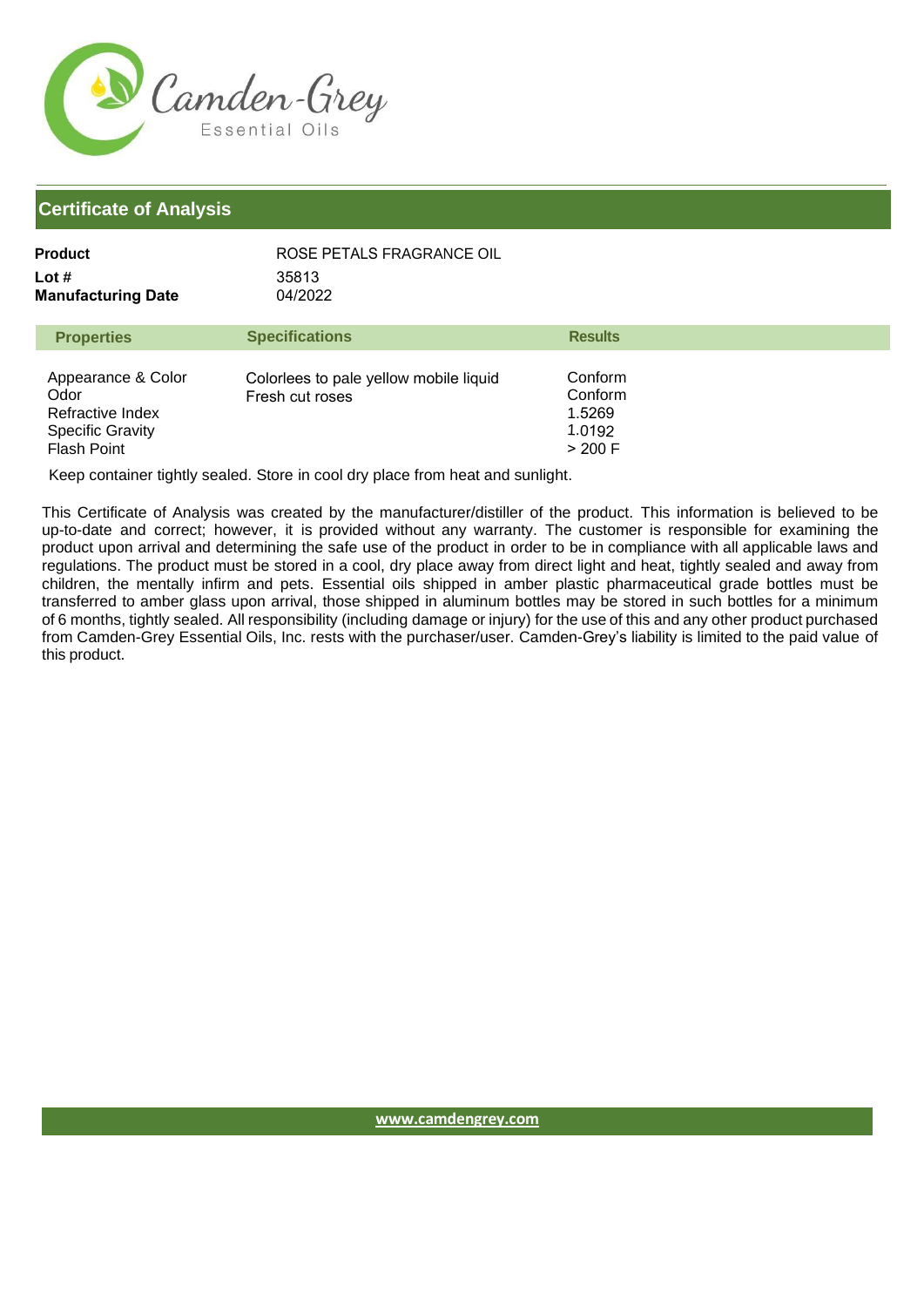Camden-Grey
Essential Oils

## Certificate of Analysis

**Product** ROSE PETALS FRAGRANCE OIL
**Lot #** 35813
**Manufacturing Date** 04/2022

| Properties | Specifications | Results |
|---|---|---|
| Appearance & Color | Colorlees to pale yellow mobile liquid | Conform |
| Odor | Fresh cut roses | Conform |
| Refractive Index | | 1.5269 |
| Specific Gravity | | 1.0192 |
| Flash Point | | > 200 F |

Keep container tightly sealed. Store in cool dry place from heat and sunlight.

This Certificate of Analysis was created by the manufacturer/distiller of the product. This information is believed to be up-to-date and correct; however, it is provided without any warranty. The customer is responsible for examining the product upon arrival and determining the safe use of the product in order to be in compliance with all applicable laws and regulations. The product must be stored in a cool, dry place away from direct light and heat, tightly sealed and away from children, the mentally infirm and pets. Essential oils shipped in amber plastic pharmaceutical grade bottles must be transferred to amber glass upon arrival, those shipped in aluminum bottles may be stored in such bottles for a minimum of 6 months, tightly sealed. All responsibility (including damage or injury) for the use of this and any other product purchased from Camden-Grey Essential Oils, Inc. rests with the purchaser/user. Camden-Grey's liability is limited to the paid value of this product.

www.camdengrey.com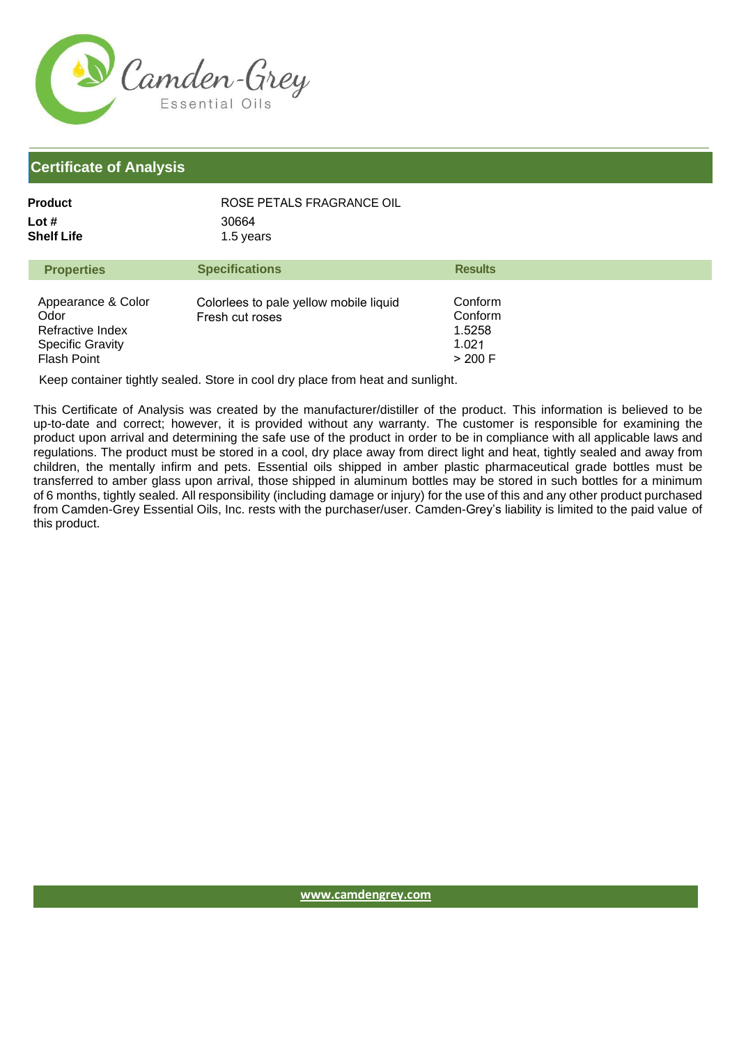Camden-Grey Essential Oils

## Certificate of Analysis

**Product** ROSE PETALS FRAGRANCE OIL
**Lot #** 30664
**Shelf Life** 1.5 years

| Properties | Specifications | Results |
|---|---|---|
| Appearance & Color | Colorlees to pale yellow mobile liquid | Conform |
| Odor | Fresh cut roses | Conform |
| Refractive Index | | 1.5258 |
| Specific Gravity | | 1.021 |
| Flash Point | | > 200 F |

Keep container tightly sealed. Store in cool dry place from heat and sunlight.

This Certificate of Analysis was created by the manufacturer/distiller of the product. This information is believed to be up-to-date and correct; however, it is provided without any warranty. The customer is responsible for examining the product upon arrival and determining the safe use of the product in order to be in compliance with all applicable laws and regulations. The product must be stored in a cool, dry place away from direct light and heat, tightly sealed and away from children, the mentally infirm and pets. Essential oils shipped in amber plastic pharmaceutical grade bottles must be transferred to amber glass upon arrival, those shipped in aluminum bottles may be stored in such bottles for a minimum of 6 months, tightly sealed. All responsibility (including damage or injury) for the use of this and any other product purchased from Camden-Grey Essential Oils, Inc. rests with the purchaser/user. Camden-Grey's liability is limited to the paid value of this product.

www.camdengrey.com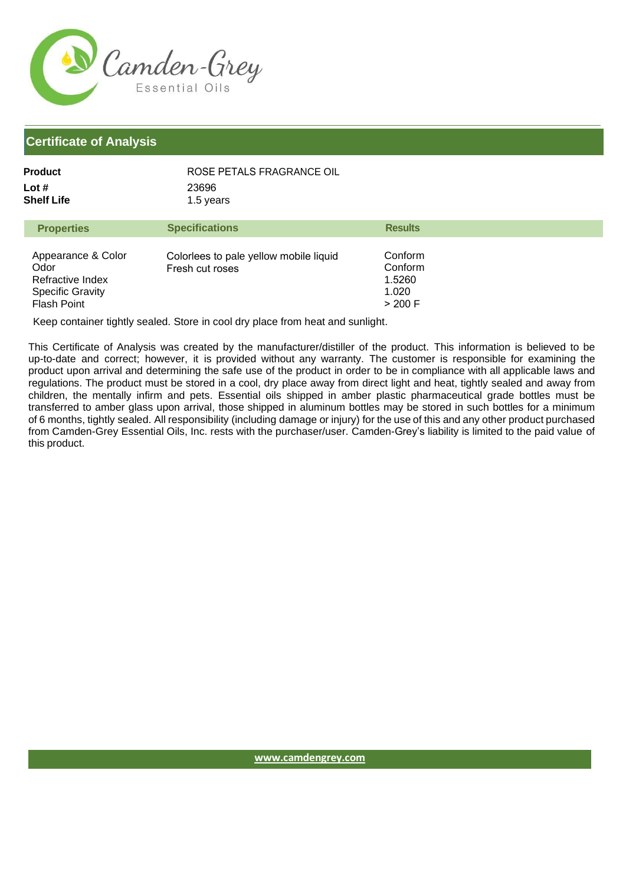Camden-Grey
Essential Oils

## Certificate of Analysis

**Product** ROSE PETALS FRAGRANCE OIL
**Lot #** 23696
**Shelf Life** 1.5 years

| Properties | Specifications | Results |
| --- | --- | --- |
| Appearance & Color | Colorlees to pale yellow mobile liquid | Conform |
| Odor | Fresh cut roses | Conform |
| Refractive Index | | 1.5260 |
| Specific Gravity | | 1.020 |
| Flash Point | | > 200 F |

Keep container tightly sealed. Store in cool dry place from heat and sunlight.

This Certificate of Analysis was created by the manufacturer/distiller of the product. This information is believed to be up-to-date and correct; however, it is provided without any warranty. The customer is responsible for examining the product upon arrival and determining the safe use of the product in order to be in compliance with all applicable laws and regulations. The product must be stored in a cool, dry place away from direct light and heat, tightly sealed and away from children, the mentally infirm and pets. Essential oils shipped in amber plastic pharmaceutical grade bottles must be transferred to amber glass upon arrival, those shipped in aluminum bottles may be stored in such bottles for a minimum of 6 months, tightly sealed. All responsibility (including damage or injury) for the use of this and any other product purchased from Camden-Grey Essential Oils, Inc. rests with the purchaser/user. Camden-Grey's liability is limited to the paid value of this product.

www.camdengrey.com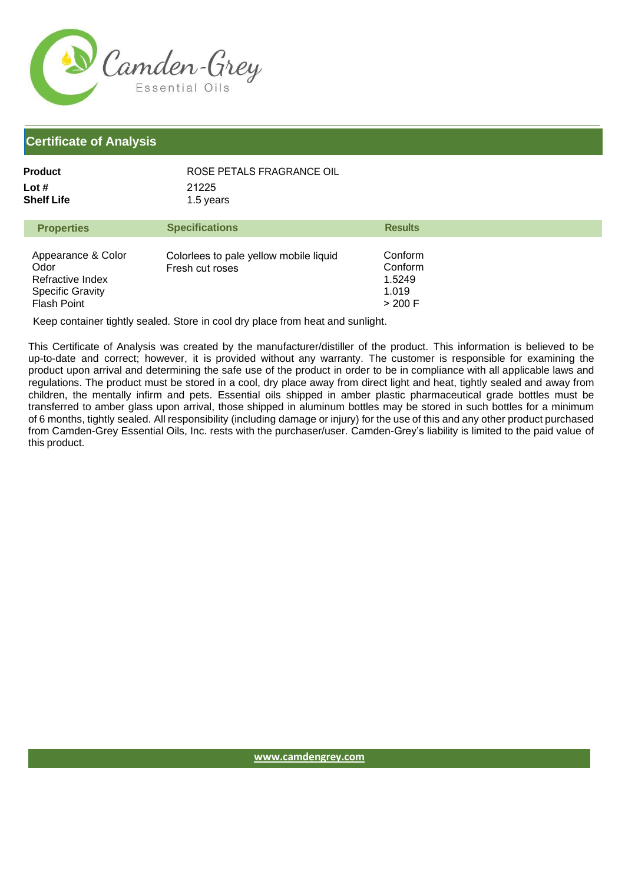# Certificate of Analysis

**Product** ROSE PETALS FRAGRANCE OIL
**Lot #** 21225
**Shelf Life** 1.5 years

| Properties | Specifications | Results |
|---|---|---|
| Appearance & Color | Colorlees to pale yellow mobile liquid | Conform |
| Odor | Fresh cut roses | Conform |
| Refractive Index | | 1.5249 |
| Specific Gravity | | 1.019 |
| Flash Point | | > 200 F |

Keep container tightly sealed. Store in cool dry place from heat and sunlight.

This Certificate of Analysis was created by the manufacturer/distiller of the product. This information is believed to be up-to-date and correct; however, it is provided without any warranty. The customer is responsible for examining the product upon arrival and determining the safe use of the product in order to be in compliance with all applicable laws and regulations. The product must be stored in a cool, dry place away from direct light and heat, tightly sealed and away from children, the mentally infirm and pets. Essential oils shipped in amber plastic pharmaceutical grade bottles must be transferred to amber glass upon arrival, those shipped in aluminum bottles may be stored in such bottles for a minimum of 6 months, tightly sealed. All responsibility (including damage or injury) for the use of this and any other product purchased from Camden-Grey Essential Oils, Inc. rests with the purchaser/user. Camden-Grey's liability is limited to the paid value of this product.

www.camdengrey.com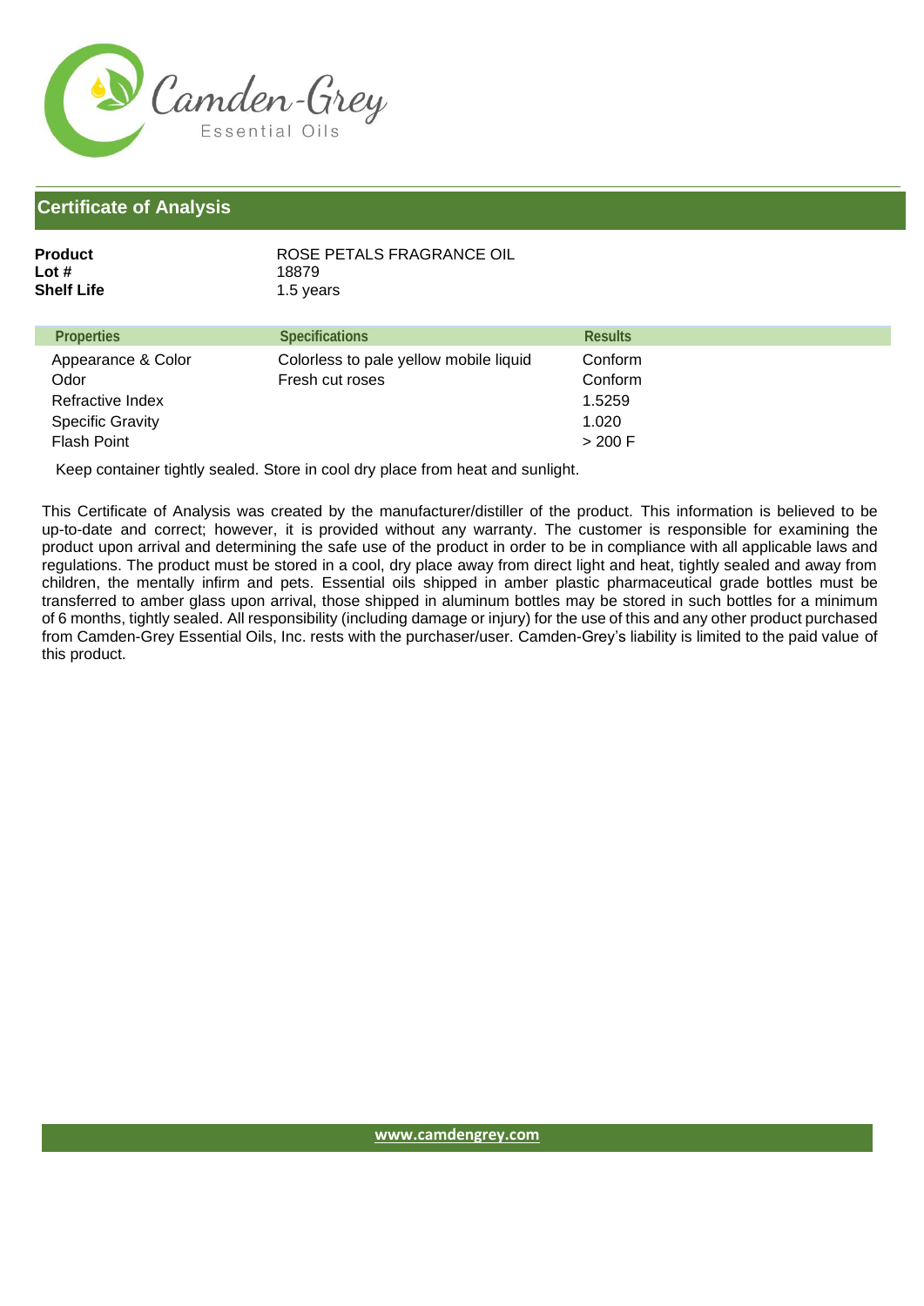Camden-Grey
Essential Oils

## Certificate of Analysis

**Product** ROSE PETALS FRAGRANCE OIL
**Lot #** 18879
**Shelf Life** 1.5 years

| Properties | Specifications | Results |
|---|---|---|
| Appearance & Color | Colorless to pale yellow mobile liquid | Conform |
| Odor | Fresh cut roses | Conform |
| Refractive Index | | 1.5259 |
| Specific Gravity | | 1.020 |
| Flash Point | | > 200 F |

Keep container tightly sealed. Store in cool dry place from heat and sunlight.

This Certificate of Analysis was created by the manufacturer/distiller of the product. This information is believed to be up-to-date and correct; however, it is provided without any warranty. The customer is responsible for examining the product upon arrival and determining the safe use of the product in order to be in compliance with all applicable laws and regulations. The product must be stored in a cool, dry place away from direct light and heat, tightly sealed and away from children, the mentally infirm and pets. Essential oils shipped in amber plastic pharmaceutical grade bottles must be transferred to amber glass upon arrival, those shipped in aluminum bottles may be stored in such bottles for a minimum of 6 months, tightly sealed. All responsibility (including damage or injury) for the use of this and any other product purchased from Camden-Grey Essential Oils, Inc. rests with the purchaser/user. Camden-Grey's liability is limited to the paid value of this product.

www.camdengrey.com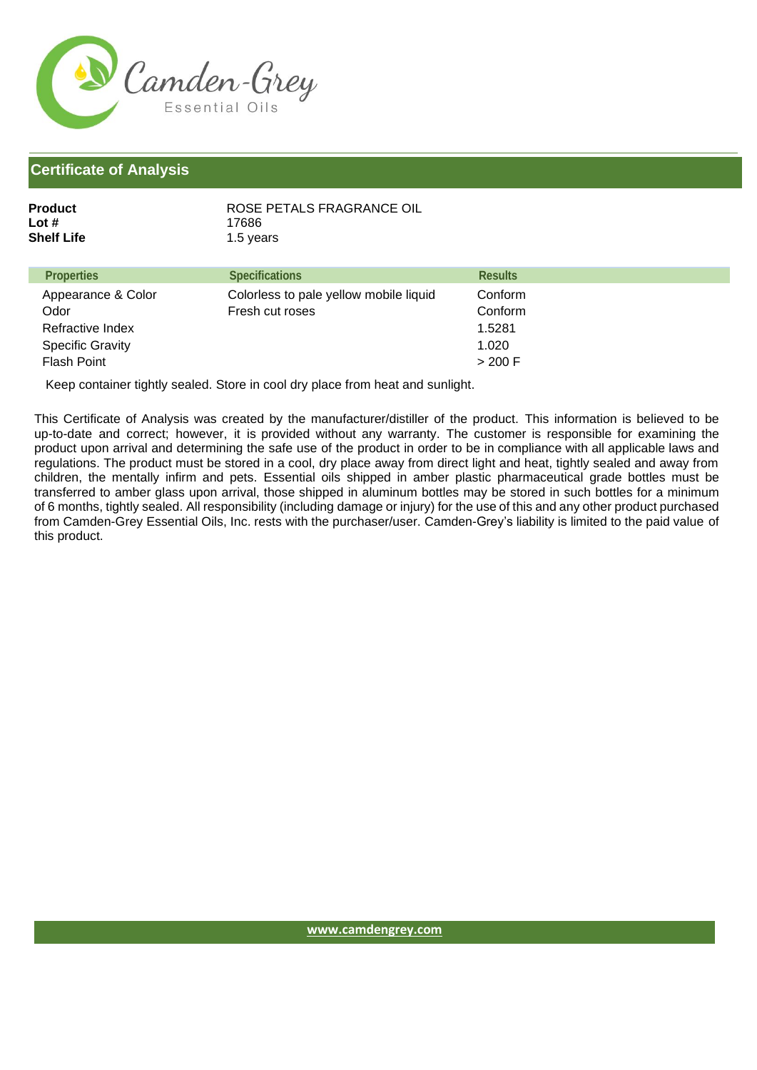Camden-Grey
Essential Oils

## Certificate of Analysis

| | |
|---|---|
| **Product** | ROSE PETALS FRAGRANCE OIL |
| **Lot #** | 17686 |
| **Shelf Life** | 1.5 years |

| Properties | Specifications | Results |
|---|---|---|
| Appearance & Color | Colorless to pale yellow mobile liquid | Conform |
| Odor | Fresh cut roses | Conform |
| Refractive Index | | 1.5281 |
| Specific Gravity | | 1.020 |
| Flash Point | | > 200 F |

Keep container tightly sealed. Store in cool dry place from heat and sunlight.

This Certificate of Analysis was created by the manufacturer/distiller of the product. This information is believed to be up-to-date and correct; however, it is provided without any warranty. The customer is responsible for examining the product upon arrival and determining the safe use of the product in order to be in compliance with all applicable laws and regulations. The product must be stored in a cool, dry place away from direct light and heat, tightly sealed and away from children, the mentally infirm and pets. Essential oils shipped in amber plastic pharmaceutical grade bottles must be transferred to amber glass upon arrival, those shipped in aluminum bottles may be stored in such bottles for a minimum of 6 months, tightly sealed. All responsibility (including damage or injury) for the use of this and any other product purchased from Camden-Grey Essential Oils, Inc. rests with the purchaser/user. Camden-Grey's liability is limited to the paid value of this product.

www.camdengrey.com